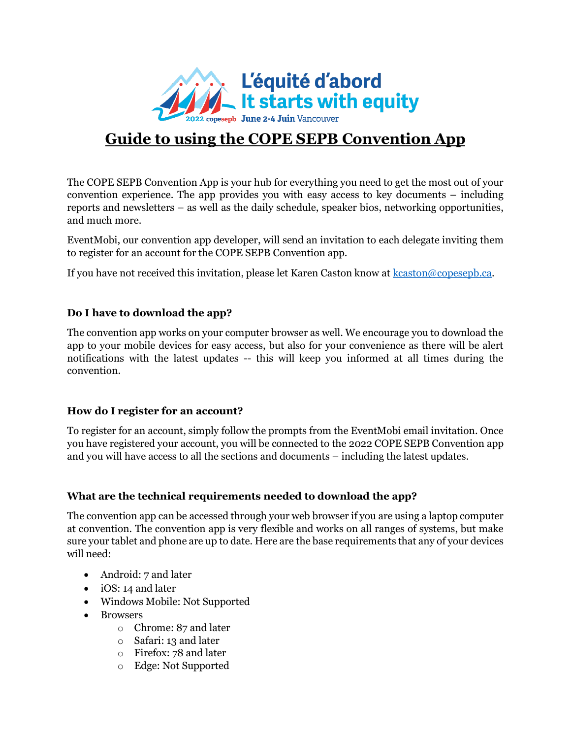L'équité d'abord
It starts with equity
2022 copesepb June 2-4 Juin Vancouver

# Guide to using the COPE SEPB Convention App

The COPE SEPB Convention App is your hub for everything you need to get the most out of your convention experience. The app provides you with easy access to key documents – including reports and newsletters – as well as the daily schedule, speaker bios, networking opportunities, and much more.

EventMobi, our convention app developer, will send an invitation to each delegate inviting them to register for an account for the COPE SEPB Convention app.

If you have not received this invitation, please let Karen Caston know at [kcaston@copesepb.ca](mailto:kcaston@copesepb.ca).

### Do I have to download the app?

The convention app works on your computer browser as well. We encourage you to download the app to your mobile devices for easy access, but also for your convenience as there will be alert notifications with the latest updates -- this will keep you informed at all times during the convention.

### How do I register for an account?

To register for an account, simply follow the prompts from the EventMobi email invitation. Once you have registered your account, you will be connected to the 2022 COPE SEPB Convention app and you will have access to all the sections and documents – including the latest updates.

### What are the technical requirements needed to download the app?

The convention app can be accessed through your web browser if you are using a laptop computer at convention. The convention app is very flexible and works on all ranges of systems, but make sure your tablet and phone are up to date. Here are the base requirements that any of your devices will need:

- Android: 7 and later
- iOS: 14 and later
- Windows Mobile: Not Supported
- Browsers
  - Chrome: 87 and later
  - Safari: 13 and later
  - Firefox: 78 and later
  - Edge: Not Supported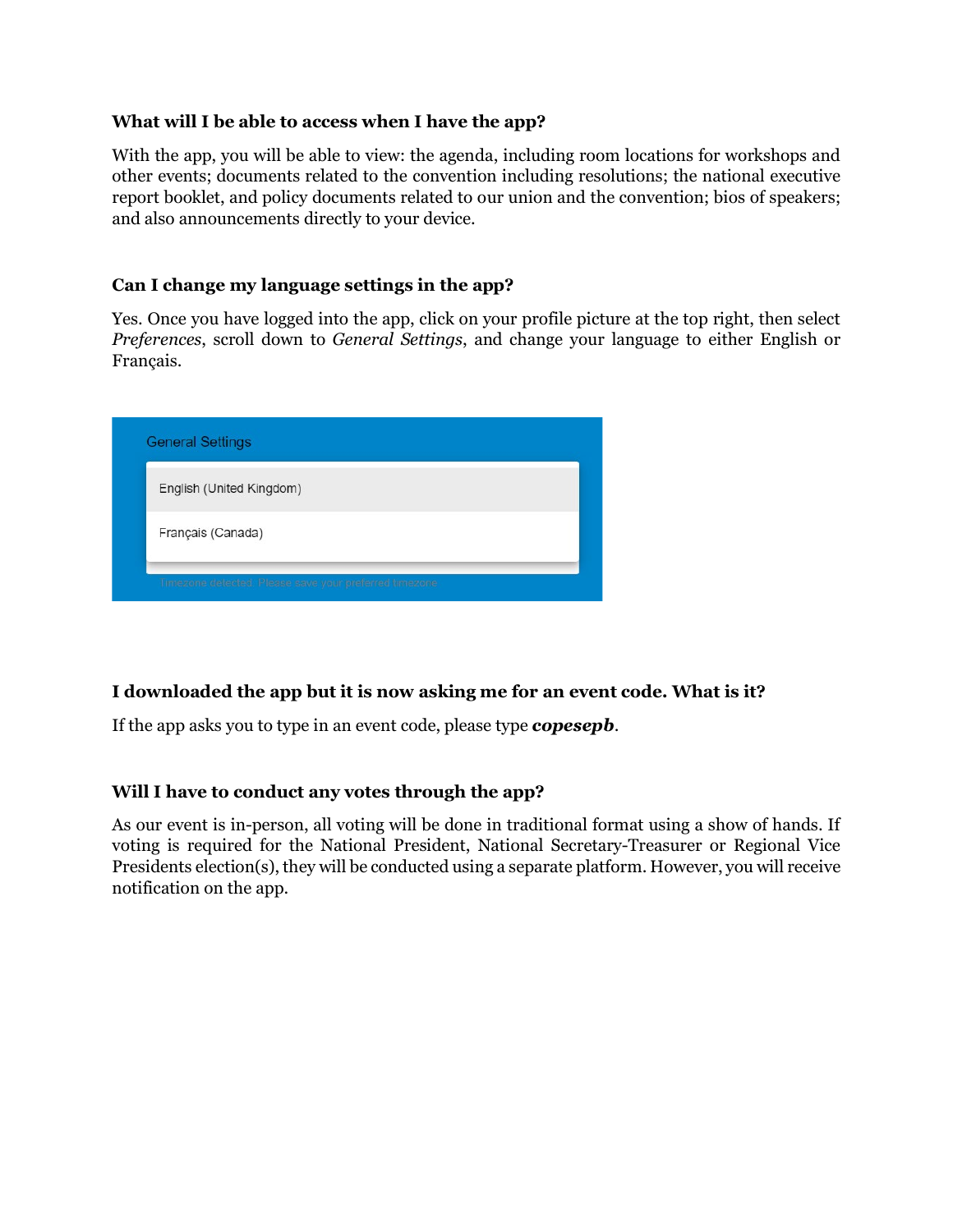**What will I be able to access when I have the app?**

With the app, you will be able to view: the agenda, including room locations for workshops and other events; documents related to the convention including resolutions; the national executive report booklet, and policy documents related to our union and the convention; bios of speakers; and also announcements directly to your device.

**Can I change my language settings in the app?**

Yes. Once you have logged into the app, click on your profile picture at the top right, then select *Preferences*, scroll down to *General Settings*, and change your language to either English or Français.

**I downloaded the app but it is now asking me for an event code. What is it?**

If the app asks you to type in an event code, please type ***copesepb***.

**Will I have to conduct any votes through the app?**

As our event is in-person, all voting will be done in traditional format using a show of hands. If voting is required for the National President, National Secretary-Treasurer or Regional Vice Presidents election(s), they will be conducted using a separate platform. However, you will receive notification on the app.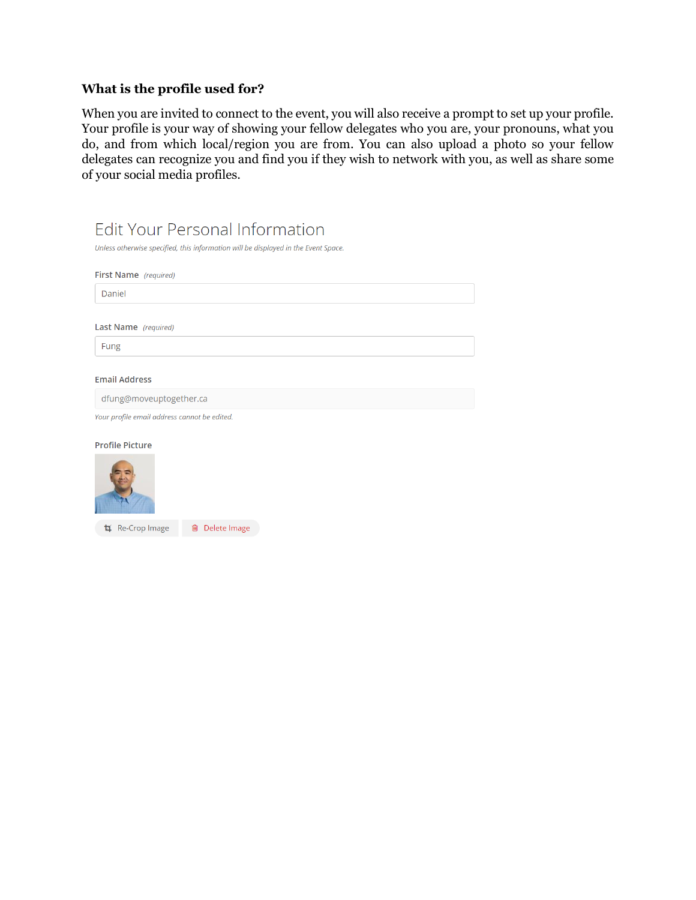### What is the profile used for?

When you are invited to connect to the event, you will also receive a prompt to set up your profile. Your profile is your way of showing your fellow delegates who you are, your pronouns, what you do, and from which local/region you are from. You can also upload a photo so your fellow delegates can recognize you and find you if they wish to network with you, as well as share some of your social media profiles.

## Edit Your Personal Information

*Unless otherwise specified, this information will be displayed in the Event Space.*

First Name *(required)*

Daniel

Last Name *(required)*

Fung

Email Address

dfung@moveuptogether.ca

*Your profile email address cannot be edited.*

Profile Picture

Re-Crop Image | Delete Image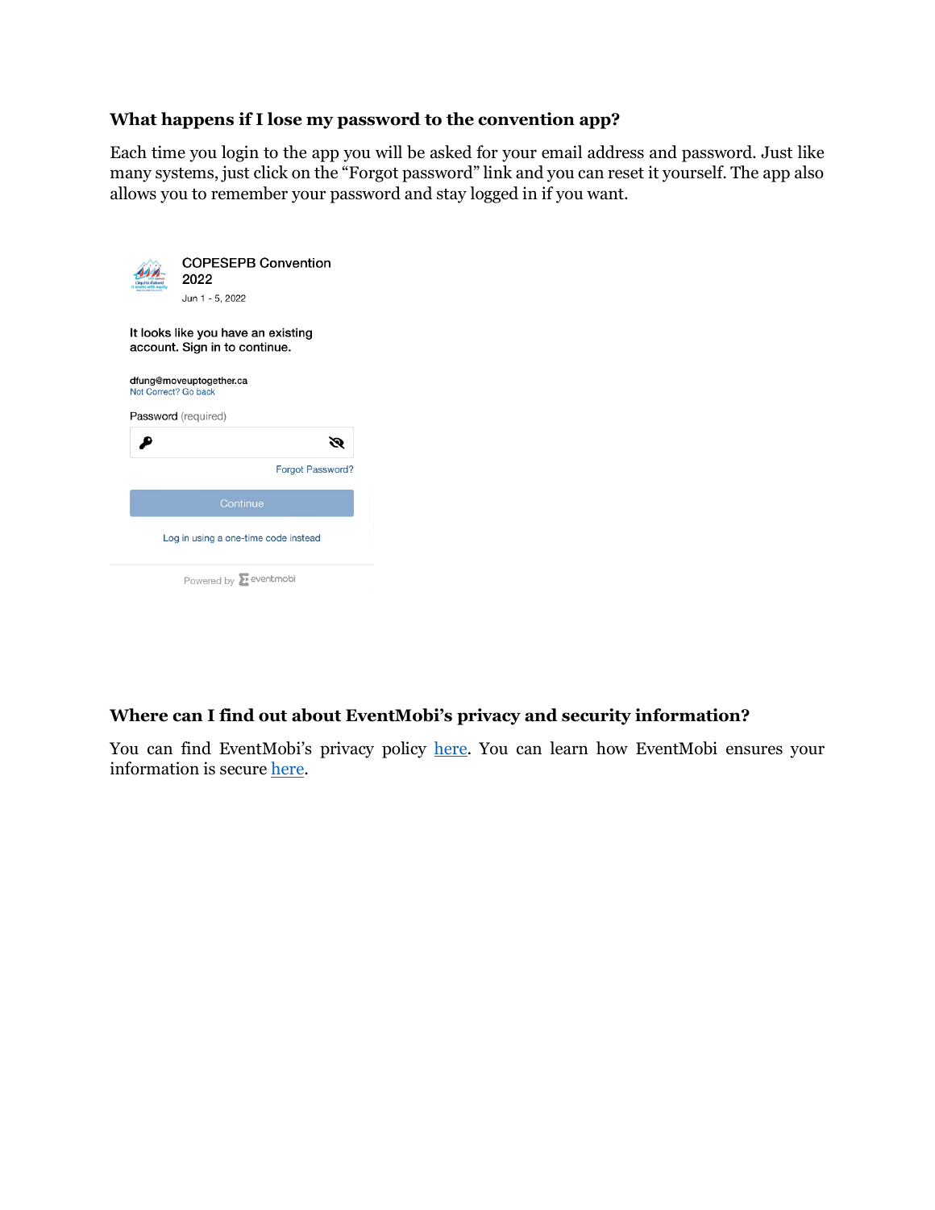**What happens if I lose my password to the convention app?**

Each time you login to the app you will be asked for your email address and password. Just like many systems, just click on the "Forgot password" link and you can reset it yourself. The app also allows you to remember your password and stay logged in if you want.

COPESEPB Convention 2022

Jun 1 - 5, 2022

It looks like you have an existing account. Sign in to continue.

dfung@moveuptogether.ca

Not Correct? Go back

Password (required)

Forgot Password?

Continue

Log in using a one-time code instead

Powered by eventmobi

**Where can I find out about EventMobi's privacy and security information?**

You can find EventMobi's privacy policy here. You can learn how EventMobi ensures your information is secure here.